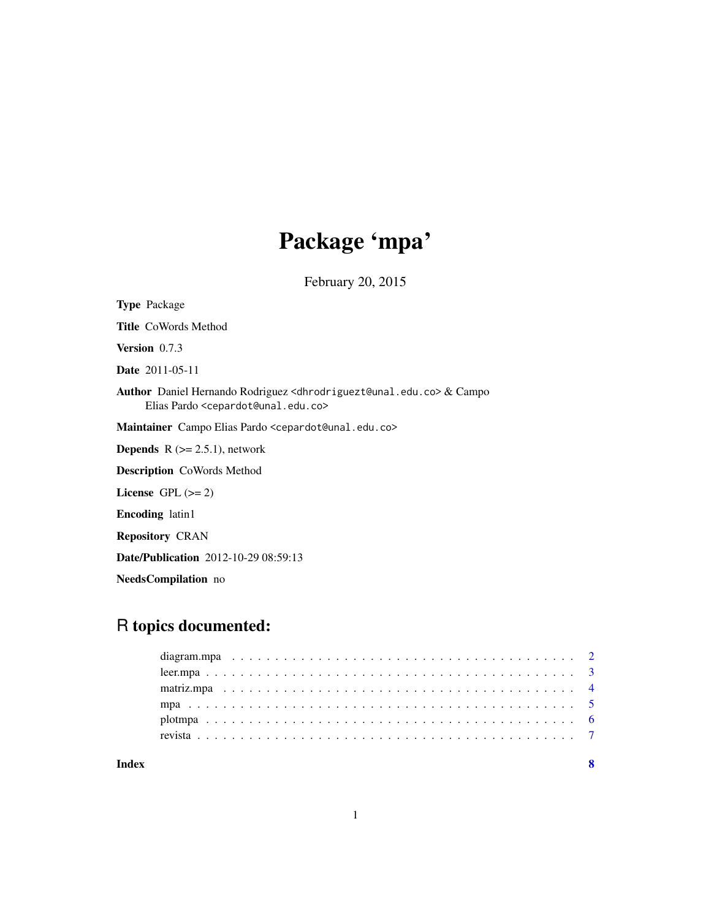# Package 'mpa'

February 20, 2015

**Type** Package

**Title** CoWords Method

**Version** 0.7.3

**Date** 2011-05-11

**Author** Daniel Hernando Rodriguez <dhrodriguezt@unal.edu.co> & Campo Elias Pardo <cepardot@unal.edu.co>

**Maintainer** Campo Elias Pardo <cepardot@unal.edu.co>

**Depends** R (>= 2.5.1), network

**Description** CoWords Method

**License** GPL (>= 2)

**Encoding** latin1

**Repository** CRAN

**Date/Publication** 2012-10-29 08:59:13

**NeedsCompilation** no

## R topics documented:

- diagram.mpa . . . . . . . . . . . . . . . . . . . . . . . . . . . . . . . . . . . . . . 2
- leer.mpa . . . . . . . . . . . . . . . . . . . . . . . . . . . . . . . . . . . . . . . . 3
- matriz.mpa . . . . . . . . . . . . . . . . . . . . . . . . . . . . . . . . . . . . . . 4
- mpa . . . . . . . . . . . . . . . . . . . . . . . . . . . . . . . . . . . . . . . . . . 5
- plotmpa . . . . . . . . . . . . . . . . . . . . . . . . . . . . . . . . . . . . . . . . 6
- revista . . . . . . . . . . . . . . . . . . . . . . . . . . . . . . . . . . . . . . . . 7

**Index** 8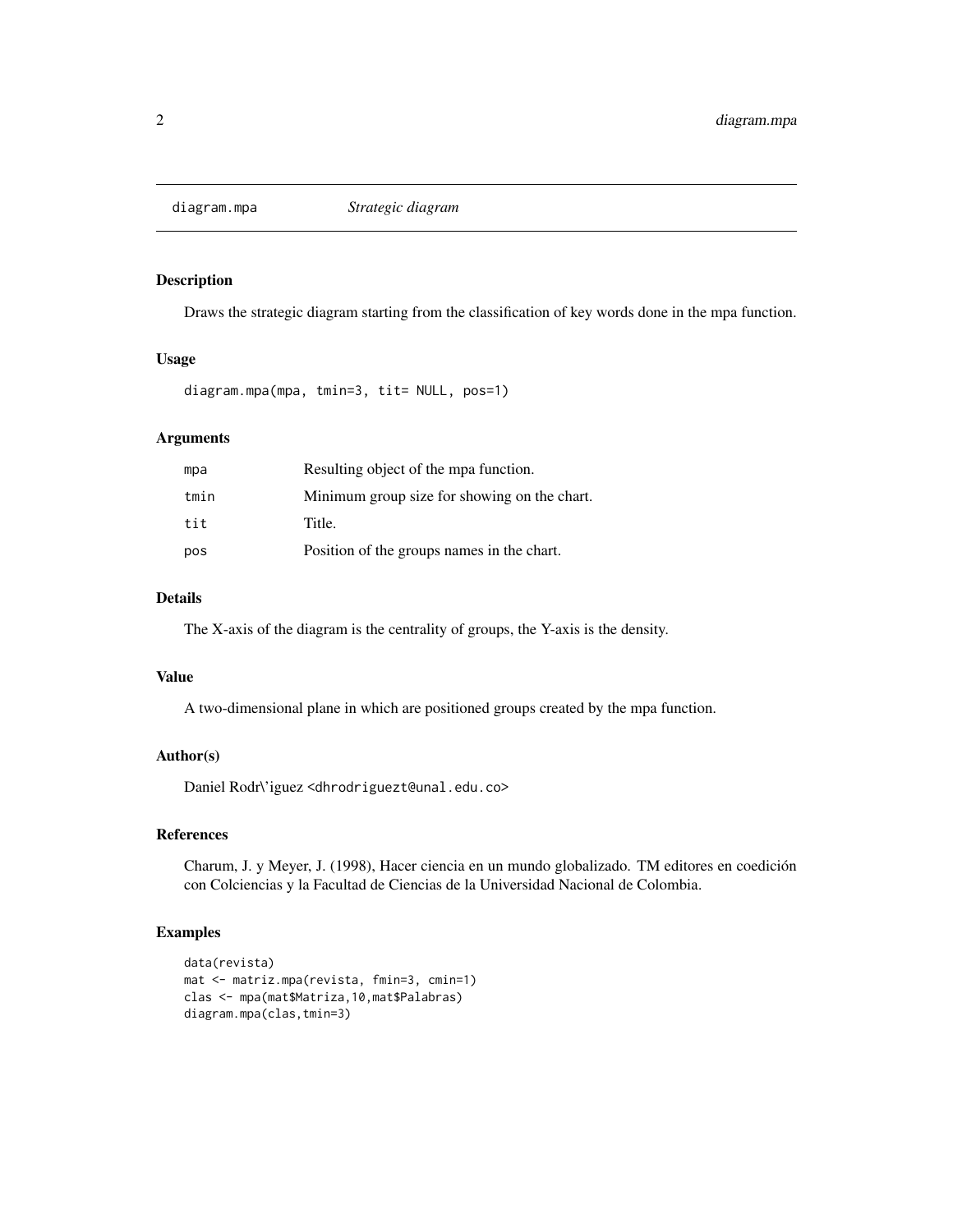## diagram.mpa — *Strategic diagram*

### Description

Draws the strategic diagram starting from the classification of key words done in the mpa function.

### Usage

```
diagram.mpa(mpa, tmin=3, tit= NULL, pos=1)
```

### Arguments

| | |
|---|---|
| `mpa` | Resulting object of the mpa function. |
| `tmin` | Minimum group size for showing on the chart. |
| `tit` | Title. |
| `pos` | Position of the groups names in the chart. |

### Details

The X-axis of the diagram is the centrality of groups, the Y-axis is the density.

### Value

A two-dimensional plane in which are positioned groups created by the mpa function.

### Author(s)

Daniel Rodr\'iguez <dhrodriguezt@unal.edu.co>

### References

Charum, J. y Meyer, J. (1998), Hacer ciencia en un mundo globalizado. TM editores en coedición con Colciencias y la Facultad de Ciencias de la Universidad Nacional de Colombia.

### Examples

```
data(revista)
mat <- matriz.mpa(revista, fmin=3, cmin=1)
clas <- mpa(mat$Matriza,10,mat$Palabras)
diagram.mpa(clas,tmin=3)
```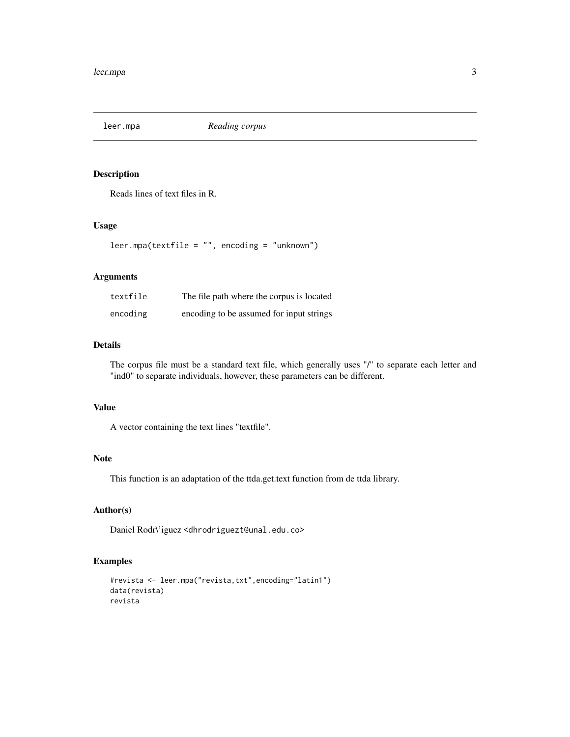## leer.mpa *Reading corpus*

### Description

Reads lines of text files in R.

### Usage

```
leer.mpa(textfile = "", encoding = "unknown")
```

### Arguments

| | |
|---|---|
| `textfile` | The file path where the corpus is located |
| `encoding` | encoding to be assumed for input strings |

### Details

The corpus file must be a standard text file, which generally uses "/" to separate each letter and "ind0" to separate individuals, however, these parameters can be different.

### Value

A vector containing the text lines "textfile".

### Note

This function is an adaptation of the ttda.get.text function from de ttda library.

### Author(s)

Daniel Rodr\'iguez <dhrodriguezt@unal.edu.co>

### Examples

```
#revista <- leer.mpa("revista,txt",encoding="latin1")
data(revista)
revista
```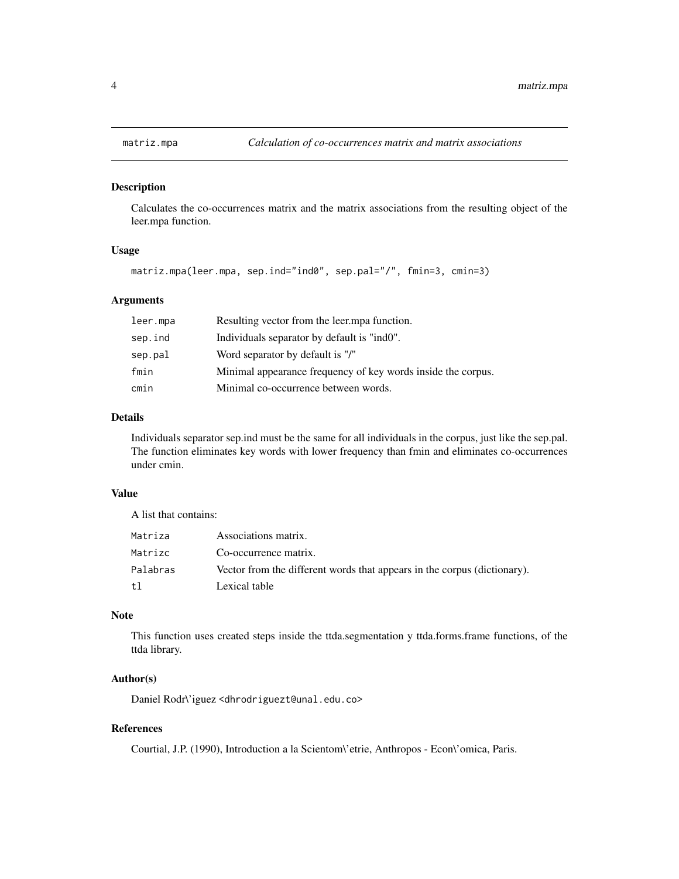# matriz.mpa — *Calculation of co-occurrences matrix and matrix associations*

## Description

Calculates the co-occurrences matrix and the matrix associations from the resulting object of the leer.mpa function.

## Usage

```
matriz.mpa(leer.mpa, sep.ind="ind0", sep.pal="/", fmin=3, cmin=3)
```

## Arguments

| | |
|---|---|
| leer.mpa | Resulting vector from the leer.mpa function. |
| sep.ind | Individuals separator by default is "ind0". |
| sep.pal | Word separator by default is "/" |
| fmin | Minimal appearance frequency of key words inside the corpus. |
| cmin | Minimal co-occurrence between words. |

## Details

Individuals separator sep.ind must be the same for all individuals in the corpus, just like the sep.pal. The function eliminates key words with lower frequency than fmin and eliminates co-occurrences under cmin.

## Value

A list that contains:

| | |
|---|---|
| Matriza | Associations matrix. |
| Matrizc | Co-occurrence matrix. |
| Palabras | Vector from the different words that appears in the corpus (dictionary). |
| tl | Lexical table |

## Note

This function uses created steps inside the ttda.segmentation y ttda.forms.frame functions, of the ttda library.

## Author(s)

Daniel Rodr\'iguez <dhrodriguezt@unal.edu.co>

## References

Courtial, J.P. (1990), Introduction a la Scientom\'etrie, Anthropos - Econ\'omica, Paris.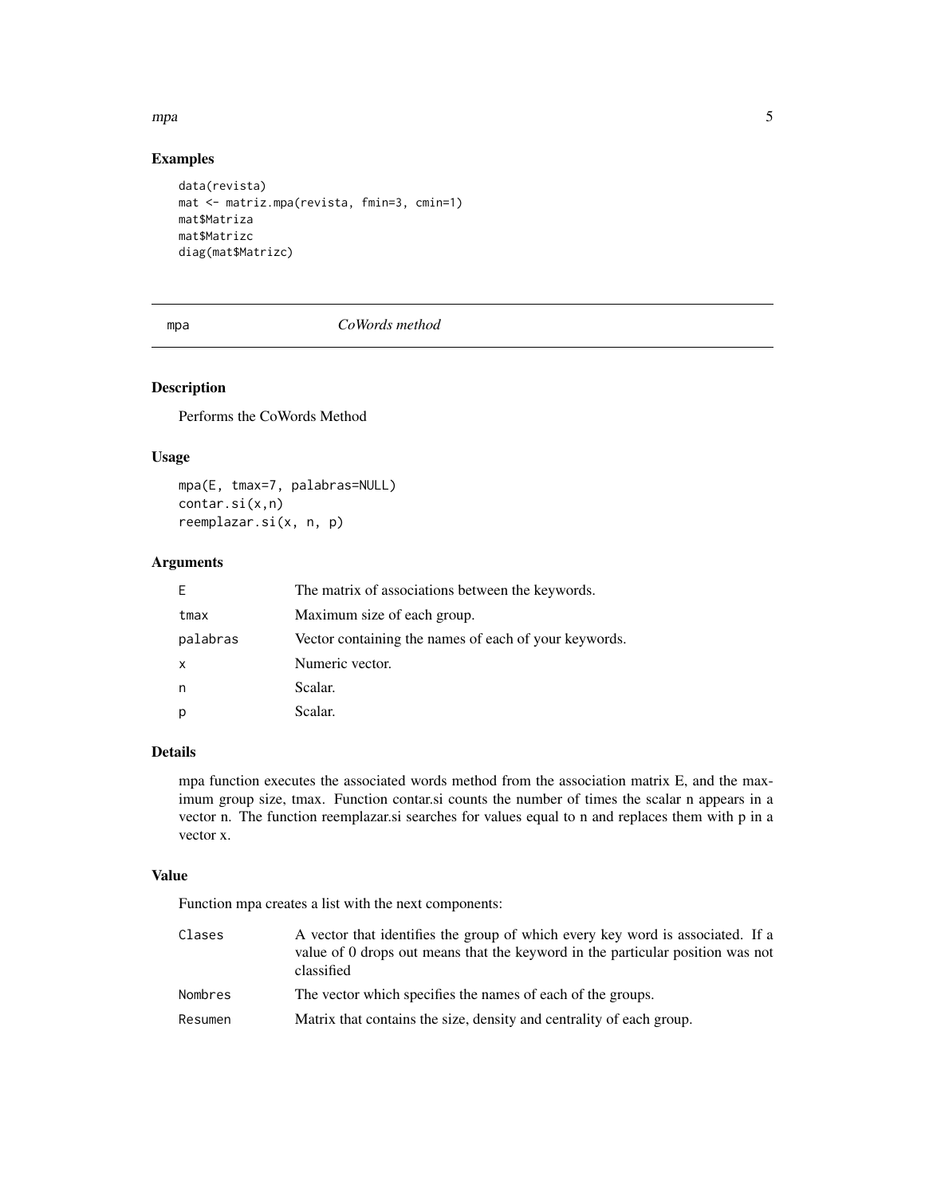## Examples

```
data(revista)
mat <- matriz.mpa(revista, fmin=3, cmin=1)
mat$Matriza
mat$Matrizc
diag(mat$Matrizc)
```

---

# mpa *CoWords method*

---

### Description

Performs the CoWords Method

### Usage

```
mpa(E, tmax=7, palabras=NULL)
contar.si(x,n)
reemplazar.si(x, n, p)
```

### Arguments

| | |
|---|---|
| E | The matrix of associations between the keywords. |
| tmax | Maximum size of each group. |
| palabras | Vector containing the names of each of your keywords. |
| x | Numeric vector. |
| n | Scalar. |
| p | Scalar. |

### Details

mpa function executes the associated words method from the association matrix E, and the maximum group size, tmax. Function contar.si counts the number of times the scalar n appears in a vector n. The function reemplazar.si searches for values equal to n and replaces them with p in a vector x.

### Value

Function mpa creates a list with the next components:

| | |
|---|---|
| Clases | A vector that identifies the group of which every key word is associated. If a value of 0 drops out means that the keyword in the particular position was not classified |
| Nombres | The vector which specifies the names of each of the groups. |
| Resumen | Matrix that contains the size, density and centrality of each group. |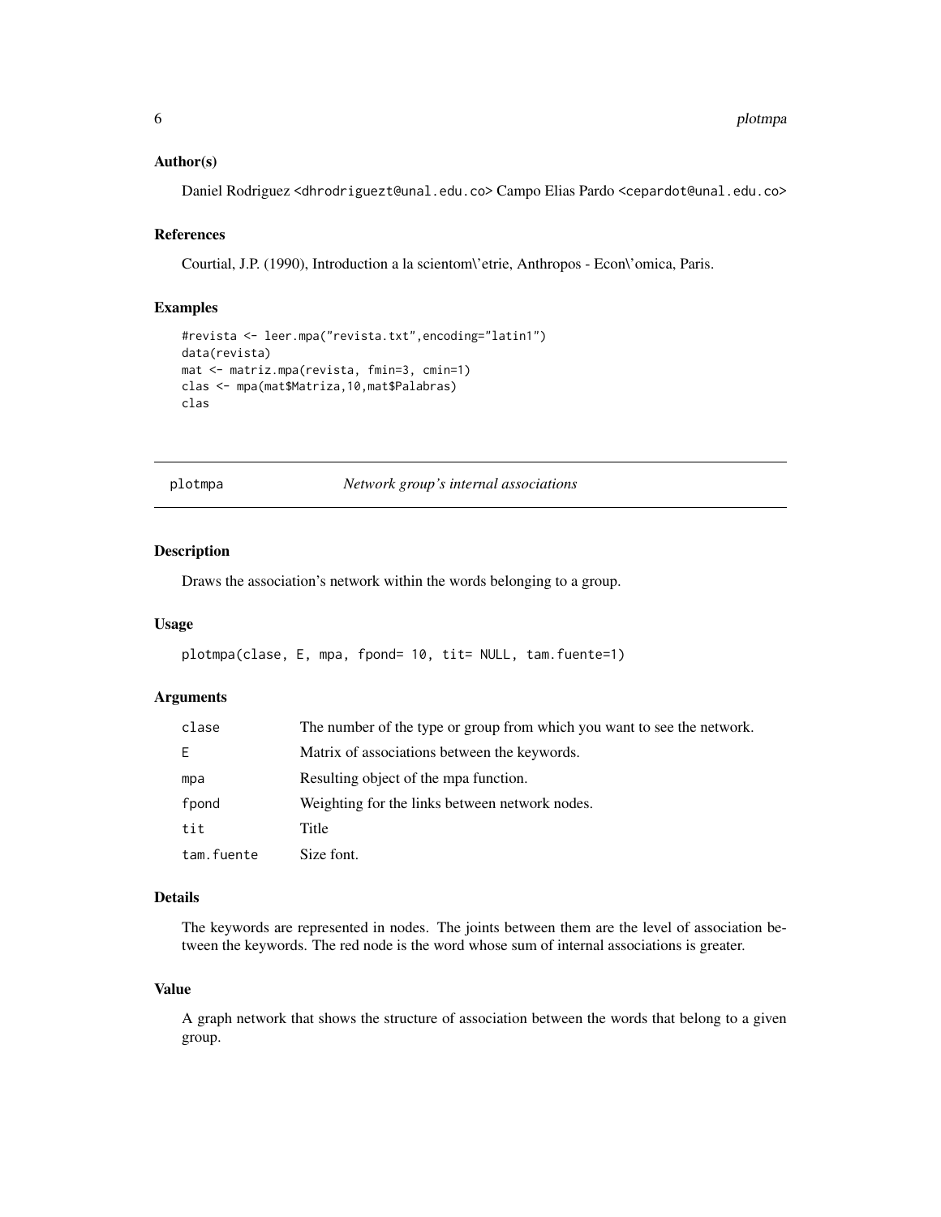### Author(s)

Daniel Rodriguez <dhrodriguezt@unal.edu.co> Campo Elias Pardo <cepardot@unal.edu.co>

### References

Courtial, J.P. (1990), Introduction a la scientom\'etrie, Anthropos - Econ\'omica, Paris.

### Examples

```
#revista <- leer.mpa("revista.txt",encoding="latin1")
data(revista)
mat <- matriz.mpa(revista, fmin=3, cmin=1)
clas <- mpa(mat$Matriza,10,mat$Palabras)
clas
```

---

## plotmpa — *Network group's internal associations*

---

### Description

Draws the association's network within the words belonging to a group.

### Usage

```
plotmpa(clase, E, mpa, fpond= 10, tit= NULL, tam.fuente=1)
```

### Arguments

| | |
|---|---|
| `clase` | The number of the type or group from which you want to see the network. |
| `E` | Matrix of associations between the keywords. |
| `mpa` | Resulting object of the mpa function. |
| `fpond` | Weighting for the links between network nodes. |
| `tit` | Title |
| `tam.fuente` | Size font. |

### Details

The keywords are represented in nodes. The joints between them are the level of association between the keywords. The red node is the word whose sum of internal associations is greater.

### Value

A graph network that shows the structure of association between the words that belong to a given group.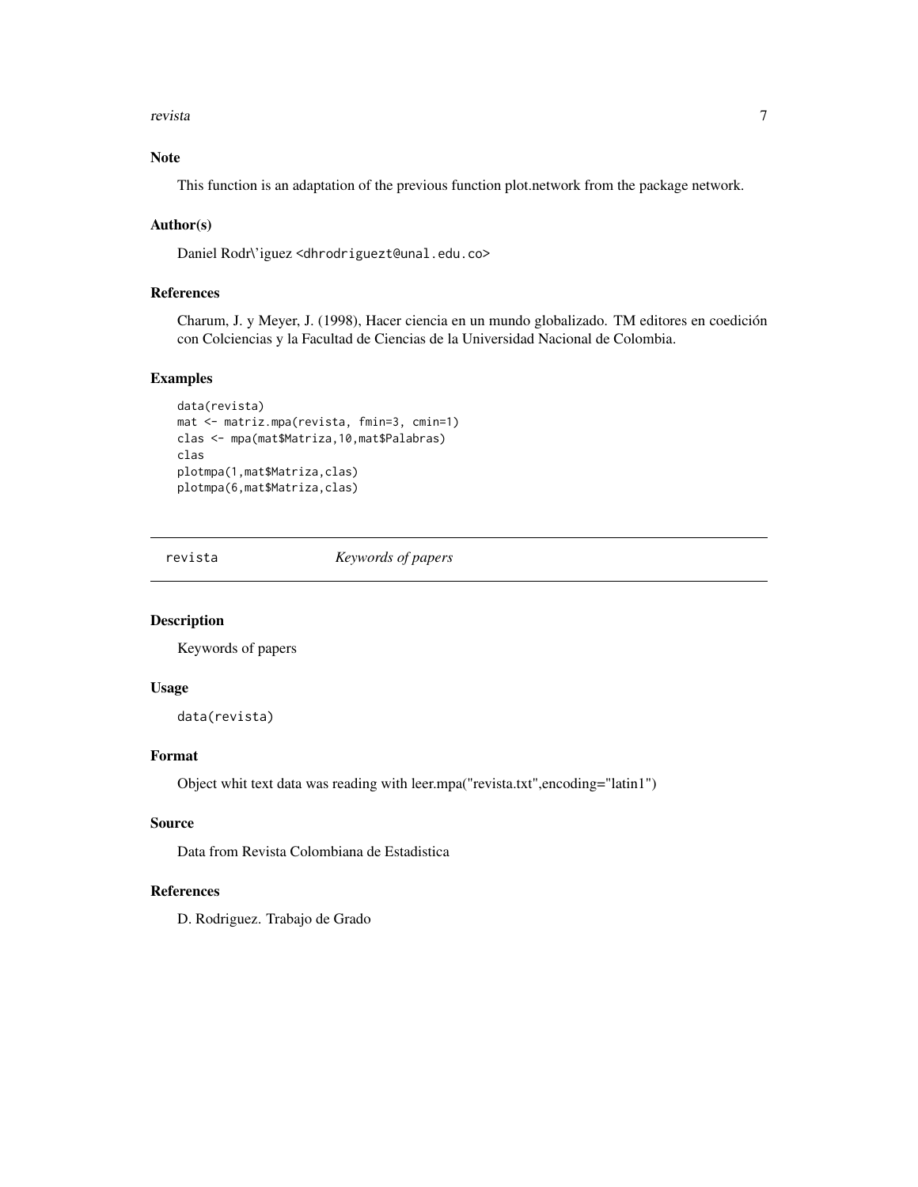### Note

This function is an adaptation of the previous function plot.network from the package network.

### Author(s)

Daniel Rodr\'iguez <dhrodriguezt@unal.edu.co>

### References

Charum, J. y Meyer, J. (1998), Hacer ciencia en un mundo globalizado. TM editores en coedición con Colciencias y la Facultad de Ciencias de la Universidad Nacional de Colombia.

### Examples

```
data(revista)
mat <- matriz.mpa(revista, fmin=3, cmin=1)
clas <- mpa(mat$Matriza,10,mat$Palabras)
clas
plotmpa(1,mat$Matriza,clas)
plotmpa(6,mat$Matriza,clas)
```

---

## revista *Keywords of papers*

---

### Description

Keywords of papers

### Usage

```
data(revista)
```

### Format

Object whit text data was reading with leer.mpa("revista.txt",encoding="latin1")

### Source

Data from Revista Colombiana de Estadistica

### References

D. Rodriguez. Trabajo de Grado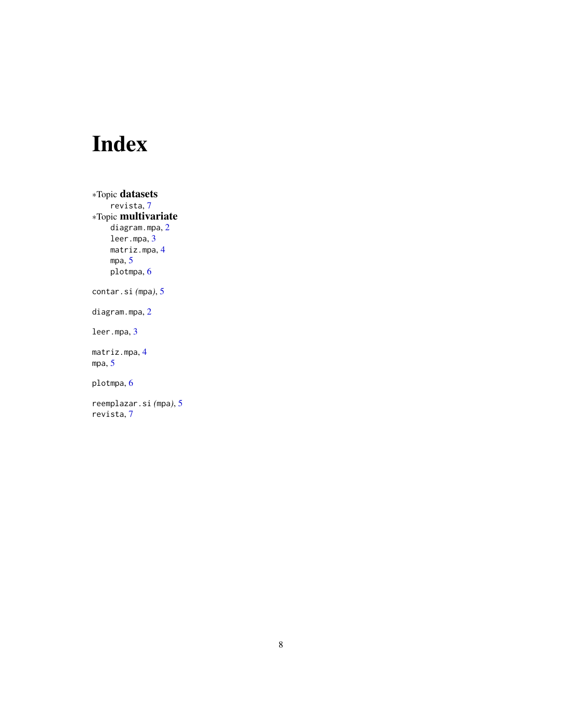# Index

*Topic **datasets**
    revista, 7
*Topic **multivariate**
    diagram.mpa, 2
    leer.mpa, 3
    matriz.mpa, 4
    mpa, 5
    plotmpa, 6

contar.si *(mpa)*, 5

diagram.mpa, 2

leer.mpa, 3

matriz.mpa, 4
mpa, 5

plotmpa, 6

reemplazar.si *(mpa)*, 5
revista, 7